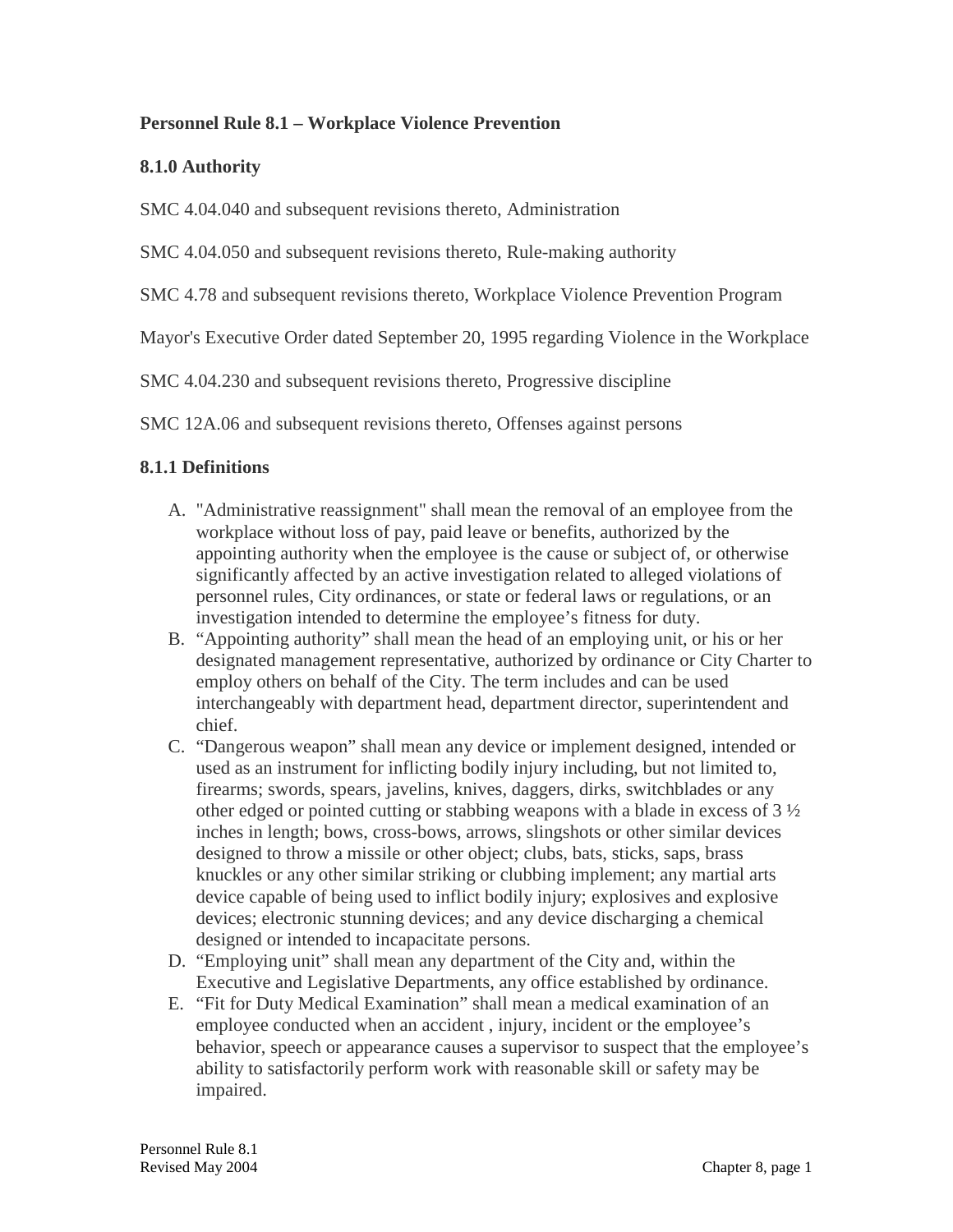## Personnel Rule 8.1 – Workplace Violence Prevention

### 8.1.0 Authority

SMC 4.04.040 and subsequent revisions thereto, Administration

SMC 4.04.050 and subsequent revisions thereto, Rule-making authority

SMC 4.78 and subsequent revisions thereto, Workplace Violence Prevention Program

Mayor's Executive Order dated September 20, 1995 regarding Violence in the Workplace

SMC 4.04.230 and subsequent revisions thereto, Progressive discipline

SMC 12A.06 and subsequent revisions thereto, Offenses against persons

### 8.1.1 Definitions

A. "Administrative reassignment" shall mean the removal of an employee from the workplace without loss of pay, paid leave or benefits, authorized by the appointing authority when the employee is the cause or subject of, or otherwise significantly affected by an active investigation related to alleged violations of personnel rules, City ordinances, or state or federal laws or regulations, or an investigation intended to determine the employee's fitness for duty.

B. "Appointing authority" shall mean the head of an employing unit, or his or her designated management representative, authorized by ordinance or City Charter to employ others on behalf of the City. The term includes and can be used interchangeably with department head, department director, superintendent and chief.

C. "Dangerous weapon" shall mean any device or implement designed, intended or used as an instrument for inflicting bodily injury including, but not limited to, firearms; swords, spears, javelins, knives, daggers, dirks, switchblades or any other edged or pointed cutting or stabbing weapons with a blade in excess of 3 ½ inches in length; bows, cross-bows, arrows, slingshots or other similar devices designed to throw a missile or other object; clubs, bats, sticks, saps, brass knuckles or any other similar striking or clubbing implement; any martial arts device capable of being used to inflict bodily injury; explosives and explosive devices; electronic stunning devices; and any device discharging a chemical designed or intended to incapacitate persons.

D. "Employing unit" shall mean any department of the City and, within the Executive and Legislative Departments, any office established by ordinance.

E. "Fit for Duty Medical Examination" shall mean a medical examination of an employee conducted when an accident , injury, incident or the employee's behavior, speech or appearance causes a supervisor to suspect that the employee's ability to satisfactorily perform work with reasonable skill or safety may be impaired.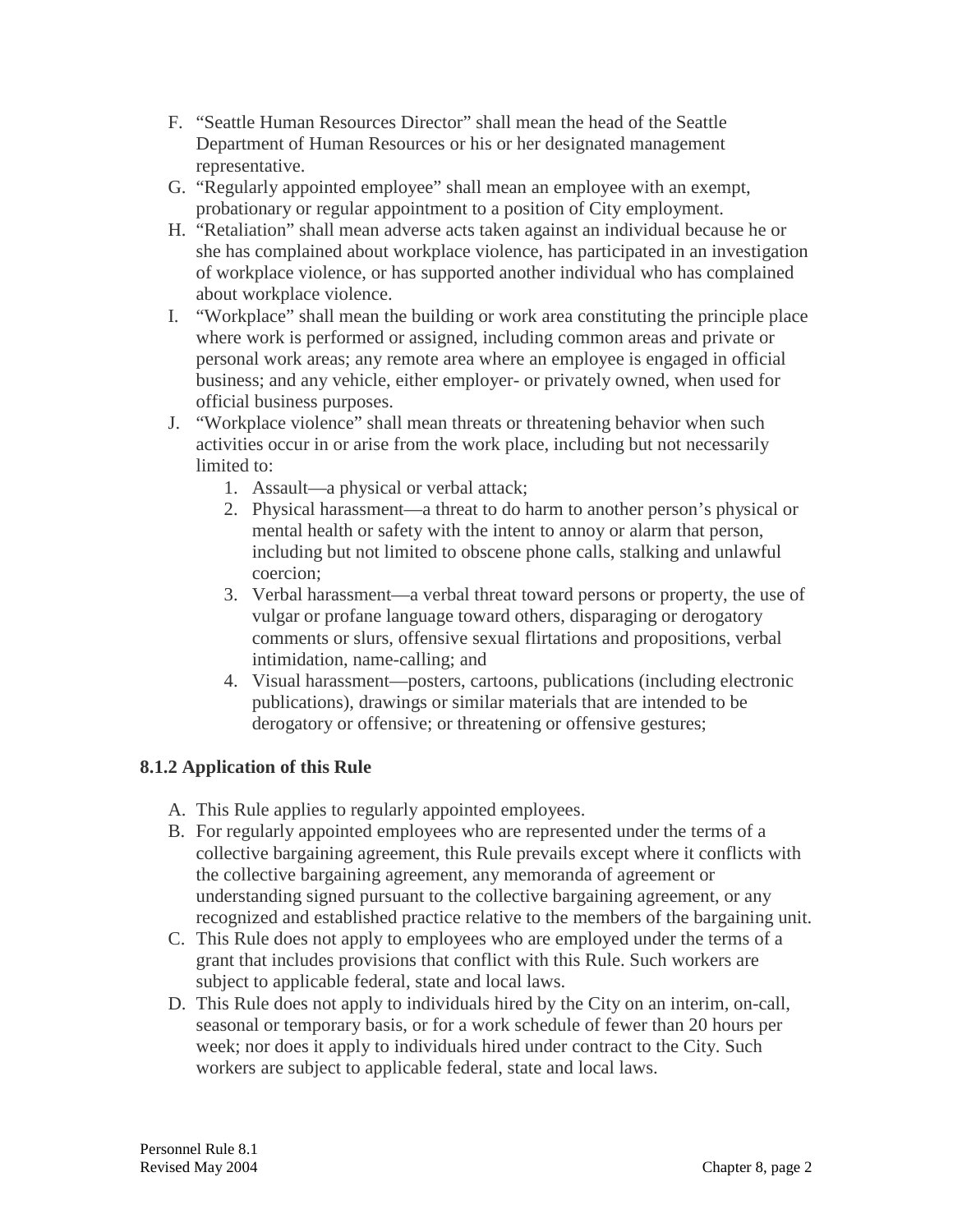F. "Seattle Human Resources Director" shall mean the head of the Seattle Department of Human Resources or his or her designated management representative.

G. "Regularly appointed employee" shall mean an employee with an exempt, probationary or regular appointment to a position of City employment.

H. "Retaliation" shall mean adverse acts taken against an individual because he or she has complained about workplace violence, has participated in an investigation of workplace violence, or has supported another individual who has complained about workplace violence.

I. "Workplace" shall mean the building or work area constituting the principle place where work is performed or assigned, including common areas and private or personal work areas; any remote area where an employee is engaged in official business; and any vehicle, either employer- or privately owned, when used for official business purposes.

J. "Workplace violence" shall mean threats or threatening behavior when such activities occur in or arise from the work place, including but not necessarily limited to:
   1. Assault—a physical or verbal attack;
   2. Physical harassment—a threat to do harm to another person's physical or mental health or safety with the intent to annoy or alarm that person, including but not limited to obscene phone calls, stalking and unlawful coercion;
   3. Verbal harassment—a verbal threat toward persons or property, the use of vulgar or profane language toward others, disparaging or derogatory comments or slurs, offensive sexual flirtations and propositions, verbal intimidation, name-calling; and
   4. Visual harassment—posters, cartoons, publications (including electronic publications), drawings or similar materials that are intended to be derogatory or offensive; or threatening or offensive gestures;

### 8.1.2 Application of this Rule

A. This Rule applies to regularly appointed employees.

B. For regularly appointed employees who are represented under the terms of a collective bargaining agreement, this Rule prevails except where it conflicts with the collective bargaining agreement, any memoranda of agreement or understanding signed pursuant to the collective bargaining agreement, or any recognized and established practice relative to the members of the bargaining unit.

C. This Rule does not apply to employees who are employed under the terms of a grant that includes provisions that conflict with this Rule. Such workers are subject to applicable federal, state and local laws.

D. This Rule does not apply to individuals hired by the City on an interim, on-call, seasonal or temporary basis, or for a work schedule of fewer than 20 hours per week; nor does it apply to individuals hired under contract to the City. Such workers are subject to applicable federal, state and local laws.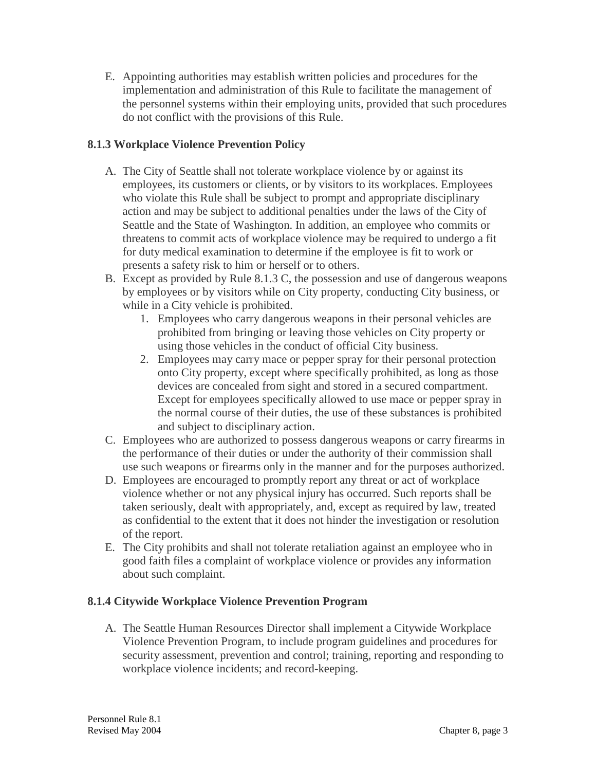E. Appointing authorities may establish written policies and procedures for the implementation and administration of this Rule to facilitate the management of the personnel systems within their employing units, provided that such procedures do not conflict with the provisions of this Rule.

### 8.1.3 Workplace Violence Prevention Policy

A. The City of Seattle shall not tolerate workplace violence by or against its employees, its customers or clients, or by visitors to its workplaces. Employees who violate this Rule shall be subject to prompt and appropriate disciplinary action and may be subject to additional penalties under the laws of the City of Seattle and the State of Washington. In addition, an employee who commits or threatens to commit acts of workplace violence may be required to undergo a fit for duty medical examination to determine if the employee is fit to work or presents a safety risk to him or herself or to others.

B. Except as provided by Rule 8.1.3 C, the possession and use of dangerous weapons by employees or by visitors while on City property, conducting City business, or while in a City vehicle is prohibited.
   1. Employees who carry dangerous weapons in their personal vehicles are prohibited from bringing or leaving those vehicles on City property or using those vehicles in the conduct of official City business.
   2. Employees may carry mace or pepper spray for their personal protection onto City property, except where specifically prohibited, as long as those devices are concealed from sight and stored in a secured compartment. Except for employees specifically allowed to use mace or pepper spray in the normal course of their duties, the use of these substances is prohibited and subject to disciplinary action.

C. Employees who are authorized to possess dangerous weapons or carry firearms in the performance of their duties or under the authority of their commission shall use such weapons or firearms only in the manner and for the purposes authorized.

D. Employees are encouraged to promptly report any threat or act of workplace violence whether or not any physical injury has occurred. Such reports shall be taken seriously, dealt with appropriately, and, except as required by law, treated as confidential to the extent that it does not hinder the investigation or resolution of the report.

E. The City prohibits and shall not tolerate retaliation against an employee who in good faith files a complaint of workplace violence or provides any information about such complaint.

### 8.1.4 Citywide Workplace Violence Prevention Program

A. The Seattle Human Resources Director shall implement a Citywide Workplace Violence Prevention Program, to include program guidelines and procedures for security assessment, prevention and control; training, reporting and responding to workplace violence incidents; and record-keeping.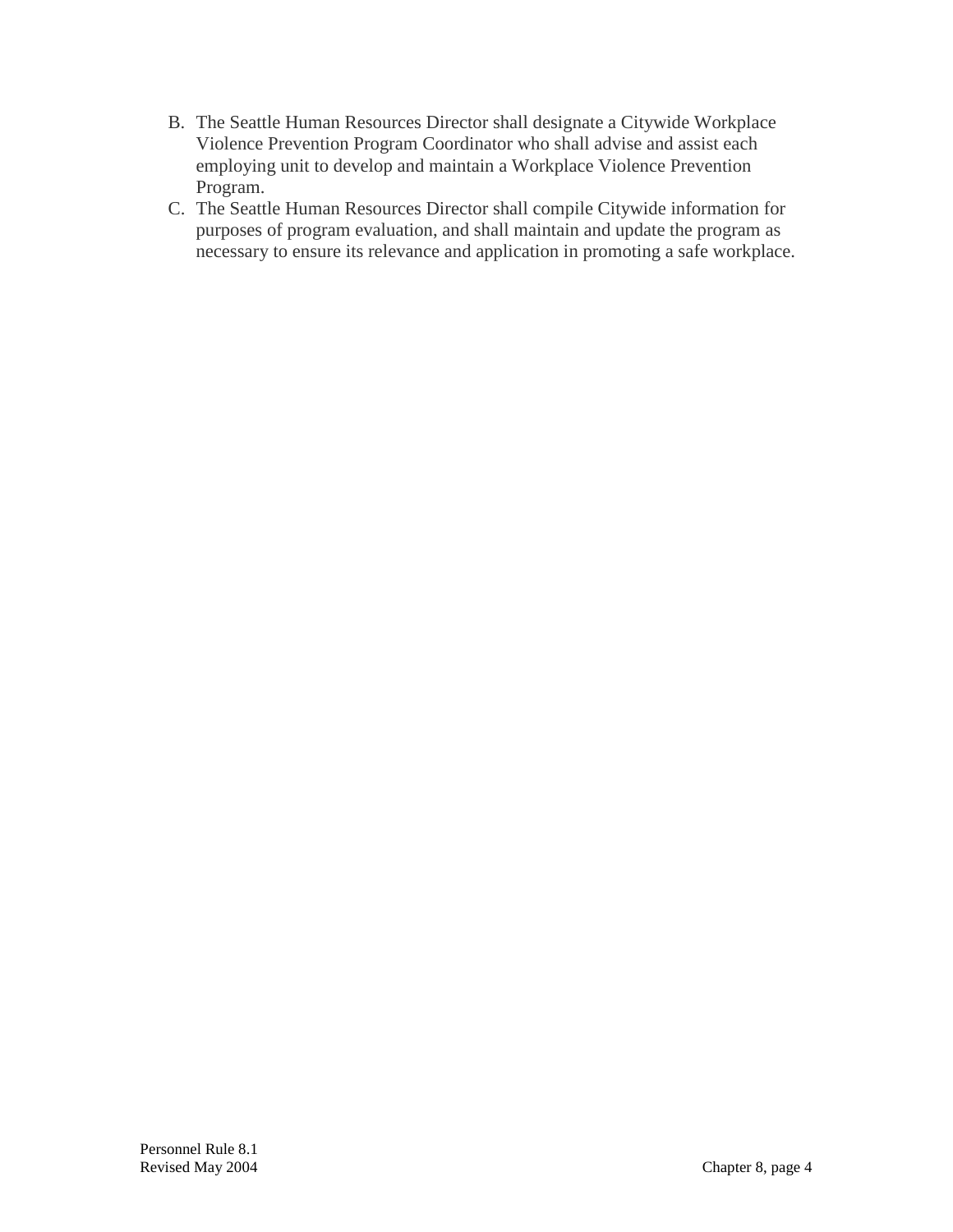B. The Seattle Human Resources Director shall designate a Citywide Workplace Violence Prevention Program Coordinator who shall advise and assist each employing unit to develop and maintain a Workplace Violence Prevention Program.

C. The Seattle Human Resources Director shall compile Citywide information for purposes of program evaluation, and shall maintain and update the program as necessary to ensure its relevance and application in promoting a safe workplace.